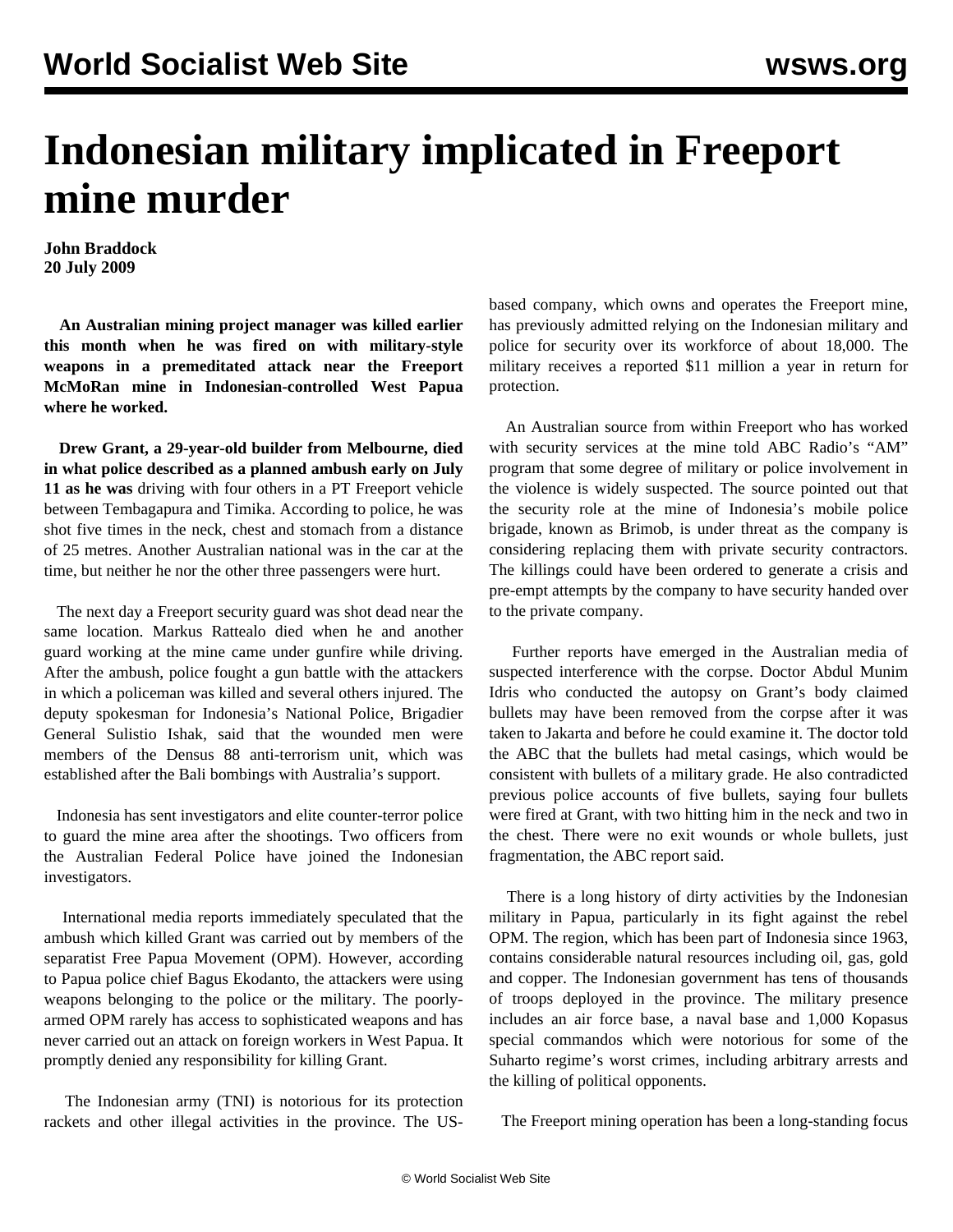# Indonesian military implicated in Freeport mine murder

**John Braddock**
**20 July 2009**

**An Australian mining project manager was killed earlier this month when he was fired on with military-style weapons in a premeditated attack near the Freeport McMoRan mine in Indonesian-controlled West Papua where he worked.**

**Drew Grant, a 29-year-old builder from Melbourne, died in what police described as a planned ambush early on July 11 as he was** driving with four others in a PT Freeport vehicle between Tembagapura and Timika. According to police, he was shot five times in the neck, chest and stomach from a distance of 25 metres. Another Australian national was in the car at the time, but neither he nor the other three passengers were hurt.

The next day a Freeport security guard was shot dead near the same location. Markus Rattealo died when he and another guard working at the mine came under gunfire while driving. After the ambush, police fought a gun battle with the attackers in which a policeman was killed and several others injured. The deputy spokesman for Indonesia's National Police, Brigadier General Sulistio Ishak, said that the wounded men were members of the Densus 88 anti-terrorism unit, which was established after the Bali bombings with Australia's support.

Indonesia has sent investigators and elite counter-terror police to guard the mine area after the shootings. Two officers from the Australian Federal Police have joined the Indonesian investigators.

International media reports immediately speculated that the ambush which killed Grant was carried out by members of the separatist Free Papua Movement (OPM). However, according to Papua police chief Bagus Ekodanto, the attackers were using weapons belonging to the police or the military. The poorly-armed OPM rarely has access to sophisticated weapons and has never carried out an attack on foreign workers in West Papua. It promptly denied any responsibility for killing Grant.

The Indonesian army (TNI) is notorious for its protection rackets and other illegal activities in the province. The US-based company, which owns and operates the Freeport mine, has previously admitted relying on the Indonesian military and police for security over its workforce of about 18,000. The military receives a reported $11 million a year in return for protection.

An Australian source from within Freeport who has worked with security services at the mine told ABC Radio's "AM" program that some degree of military or police involvement in the violence is widely suspected. The source pointed out that the security role at the mine of Indonesia's mobile police brigade, known as Brimob, is under threat as the company is considering replacing them with private security contractors. The killings could have been ordered to generate a crisis and pre-empt attempts by the company to have security handed over to the private company.

Further reports have emerged in the Australian media of suspected interference with the corpse. Doctor Abdul Munim Idris who conducted the autopsy on Grant's body claimed bullets may have been removed from the corpse after it was taken to Jakarta and before he could examine it. The doctor told the ABC that the bullets had metal casings, which would be consistent with bullets of a military grade. He also contradicted previous police accounts of five bullets, saying four bullets were fired at Grant, with two hitting him in the neck and two in the chest. There were no exit wounds or whole bullets, just fragmentation, the ABC report said.

There is a long history of dirty activities by the Indonesian military in Papua, particularly in its fight against the rebel OPM. The region, which has been part of Indonesia since 1963, contains considerable natural resources including oil, gas, gold and copper. The Indonesian government has tens of thousands of troops deployed in the province. The military presence includes an air force base, a naval base and 1,000 Kopasus special commandos which were notorious for some of the Suharto regime's worst crimes, including arbitrary arrests and the killing of political opponents.

The Freeport mining operation has been a long-standing focus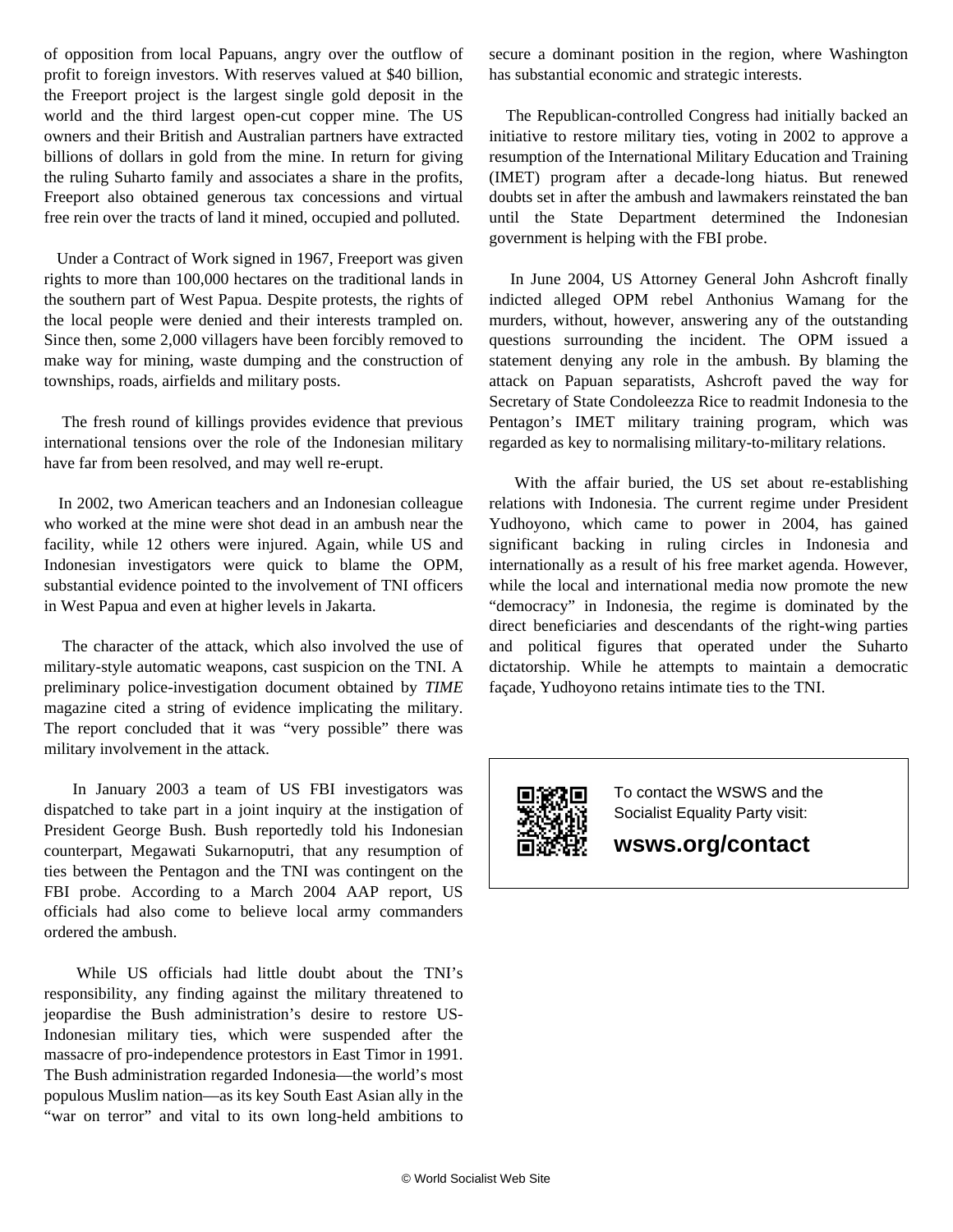of opposition from local Papuans, angry over the outflow of profit to foreign investors. With reserves valued at $40 billion, the Freeport project is the largest single gold deposit in the world and the third largest open-cut copper mine. The US owners and their British and Australian partners have extracted billions of dollars in gold from the mine. In return for giving the ruling Suharto family and associates a share in the profits, Freeport also obtained generous tax concessions and virtual free rein over the tracts of land it mined, occupied and polluted.

Under a Contract of Work signed in 1967, Freeport was given rights to more than 100,000 hectares on the traditional lands in the southern part of West Papua. Despite protests, the rights of the local people were denied and their interests trampled on. Since then, some 2,000 villagers have been forcibly removed to make way for mining, waste dumping and the construction of townships, roads, airfields and military posts.

The fresh round of killings provides evidence that previous international tensions over the role of the Indonesian military have far from been resolved, and may well re-erupt.

In 2002, two American teachers and an Indonesian colleague who worked at the mine were shot dead in an ambush near the facility, while 12 others were injured. Again, while US and Indonesian investigators were quick to blame the OPM, substantial evidence pointed to the involvement of TNI officers in West Papua and even at higher levels in Jakarta.

The character of the attack, which also involved the use of military-style automatic weapons, cast suspicion on the TNI. A preliminary police-investigation document obtained by *TIME* magazine cited a string of evidence implicating the military. The report concluded that it was "very possible" there was military involvement in the attack.

In January 2003 a team of US FBI investigators was dispatched to take part in a joint inquiry at the instigation of President George Bush. Bush reportedly told his Indonesian counterpart, Megawati Sukarnoputri, that any resumption of ties between the Pentagon and the TNI was contingent on the FBI probe. According to a March 2004 AAP report, US officials had also come to believe local army commanders ordered the ambush.

While US officials had little doubt about the TNI's responsibility, any finding against the military threatened to jeopardise the Bush administration's desire to restore US-Indonesian military ties, which were suspended after the massacre of pro-independence protestors in East Timor in 1991. The Bush administration regarded Indonesia—the world's most populous Muslim nation—as its key South East Asian ally in the "war on terror" and vital to its own long-held ambitions to secure a dominant position in the region, where Washington has substantial economic and strategic interests.

The Republican-controlled Congress had initially backed an initiative to restore military ties, voting in 2002 to approve a resumption of the International Military Education and Training (IMET) program after a decade-long hiatus. But renewed doubts set in after the ambush and lawmakers reinstated the ban until the State Department determined the Indonesian government is helping with the FBI probe.

In June 2004, US Attorney General John Ashcroft finally indicted alleged OPM rebel Anthonius Wamang for the murders, without, however, answering any of the outstanding questions surrounding the incident. The OPM issued a statement denying any role in the ambush. By blaming the attack on Papuan separatists, Ashcroft paved the way for Secretary of State Condoleezza Rice to readmit Indonesia to the Pentagon's IMET military training program, which was regarded as key to normalising military-to-military relations.

With the affair buried, the US set about re-establishing relations with Indonesia. The current regime under President Yudhoyono, which came to power in 2004, has gained significant backing in ruling circles in Indonesia and internationally as a result of his free market agenda. However, while the local and international media now promote the new "democracy" in Indonesia, the regime is dominated by the direct beneficiaries and descendants of the right-wing parties and political figures that operated under the Suharto dictatorship. While he attempts to maintain a democratic façade, Yudhoyono retains intimate ties to the TNI.

To contact the WSWS and the Socialist Equality Party visit:

**wsws.org/contact**